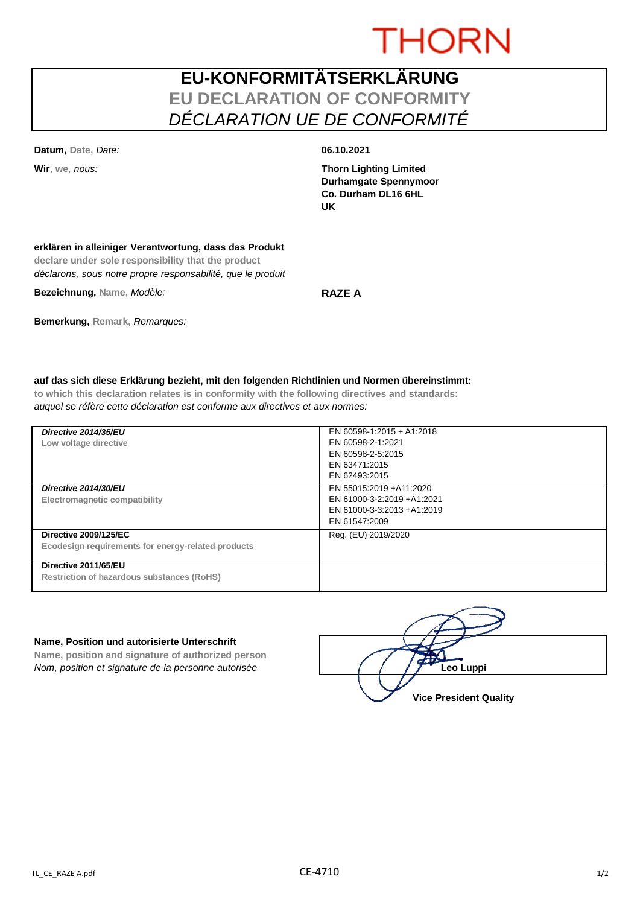THORN

# EU-KONFORMITÄTSERKLÄRUNG
## EU DECLARATION OF CONFORMITY
## *DÉCLARATION UE DE CONFORMITÉ*

**Datum,** Date, *Date:* **06.10.2021**

**Wir**, we, *nous:* **Thorn Lighting Limited**
**Durhamgate Spennymoor**
**Co. Durham DL16 6HL**
**UK**

**erklären in alleiniger Verantwortung, dass das Produkt**
**declare under sole responsibility that the product**
*déclarons, sous notre propre responsabilité, que le produit*

**Bezeichnung,** Name, *Modèle:* **RAZE A**

**Bemerkung,** Remark, *Remarques:*

**auf das sich diese Erklärung bezieht, mit den folgenden Richtlinien und Normen übereinstimmt:**
**to which this declaration relates is in conformity with the following directives and standards:**
*auquel se réfère cette déclaration est conforme aux directives et aux normes:*

| Directive | Standards |
|---|---|
| ***Directive 2014/35/EU*** <br> **Low voltage directive** | EN 60598-1:2015 + A1:2018 <br> EN 60598-2-1:2021 <br> EN 60598-2-5:2015 <br> EN 63471:2015 <br> EN 62493:2015 |
| ***Directive 2014/30/EU*** <br> **Electromagnetic compatibility** | EN 55015:2019 +A11:2020 <br> EN 61000-3-2:2019 +A1:2021 <br> EN 61000-3-3:2013 +A1:2019 <br> EN 61547:2009 |
| **Directive 2009/125/EC** <br> **Ecodesign requirements for energy-related products** | Reg. (EU) 2019/2020 |
| **Directive 2011/65/EU** <br> **Restriction of hazardous substances (RoHS)** | |

**Name, Position und autorisierte Unterschrift**
**Name, position and signature of authorized person**
*Nom, position et signature de la personne autorisée*

**Leo Luppi**
**Vice President Quality**

TL_CE_RAZE A.pdf CE-4710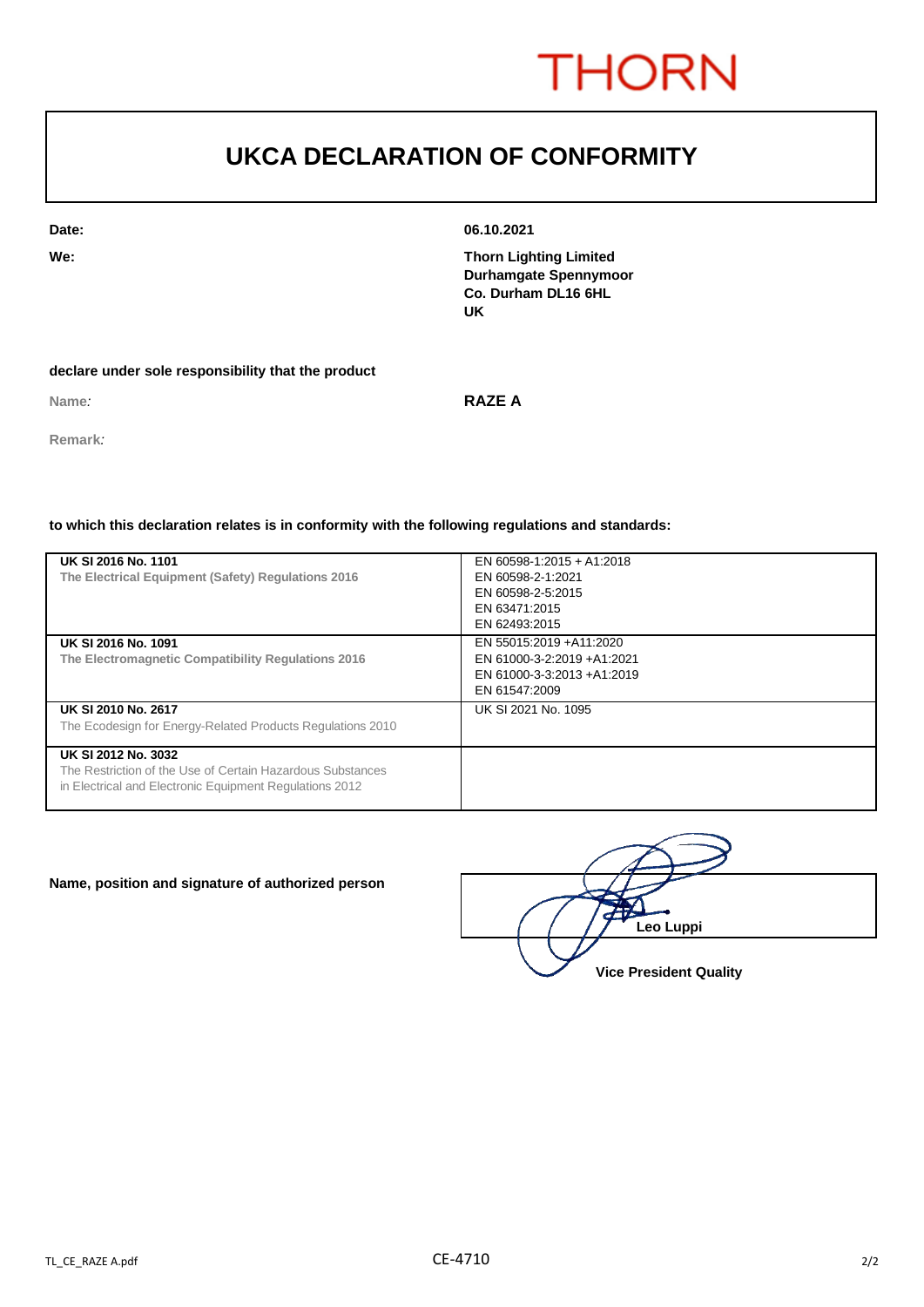THORN

# UKCA DECLARATION OF CONFORMITY

**Date:** **06.10.2021**

**We:** **Thorn Lighting Limited**
**Durhamgate Spennymoor**
**Co. Durham DL16 6HL**
**UK**

**declare under sole responsibility that the product**

Name: **RAZE A**

Remark:

**to which this declaration relates is in conformity with the following regulations and standards:**

| | |
|---|---|
| **UK SI 2016 No. 1101**<br>**The Electrical Equipment (Safety) Regulations 2016** | EN 60598-1:2015 + A1:2018<br>EN 60598-2-1:2021<br>EN 60598-2-5:2015<br>EN 63471:2015<br>EN 62493:2015 |
| **UK SI 2016 No. 1091**<br>**The Electromagnetic Compatibility Regulations 2016** | EN 55015:2019 +A11:2020<br>EN 61000-3-2:2019 +A1:2021<br>EN 61000-3-3:2013 +A1:2019<br>EN 61547:2009 |
| **UK SI 2010 No. 2617**<br>The Ecodesign for Energy-Related Products Regulations 2010 | UK SI 2021 No. 1095 |
| **UK SI 2012 No. 3032**<br>The Restriction of the Use of Certain Hazardous Substances in Electrical and Electronic Equipment Regulations 2012 | |

**Name, position and signature of authorized person**

**Leo Luppi**

**Vice President Quality**

TL_CE_RAZE A.pdf CE-4710